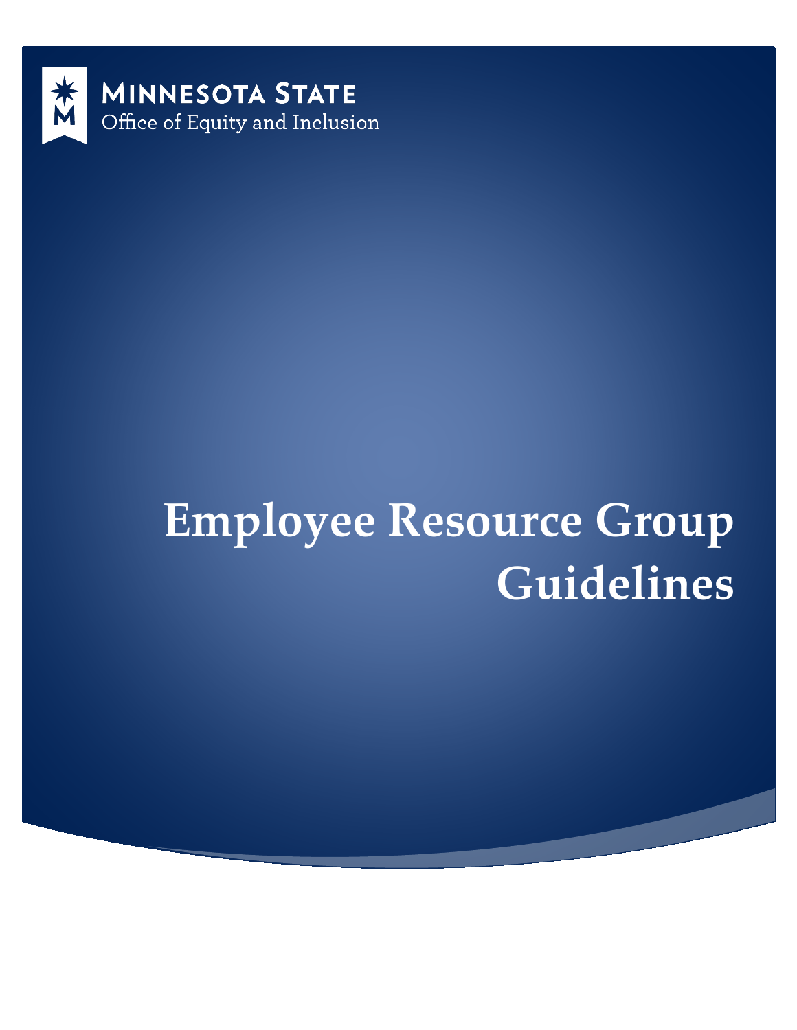MINNESOTA STATE

Office of Equity and Inclusion

# Employee Resource Group Guidelines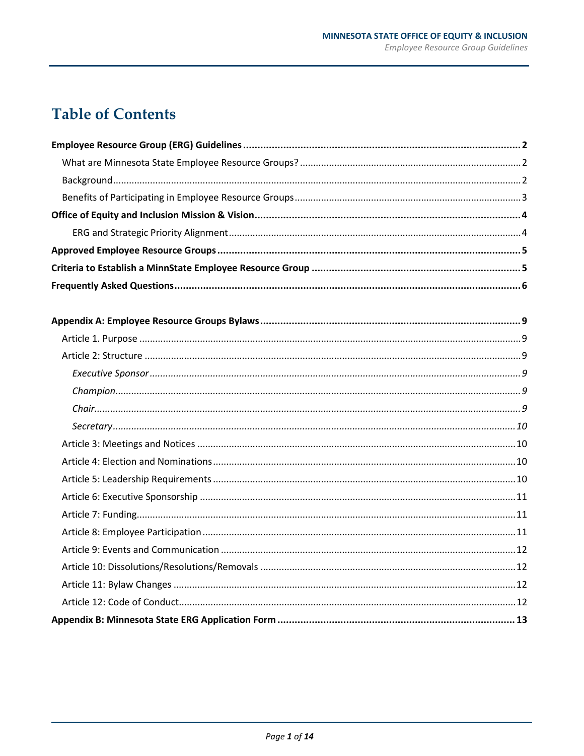# Table of Contents

**Employee Resource Group (ERG) Guidelines** ........ **2**

- What are Minnesota State Employee Resource Groups? ........ 2
- Background ........ 2
- Benefits of Participating in Employee Resource Groups ........ 3

**Office of Equity and Inclusion Mission & Vision** ........ **4**

- ERG and Strategic Priority Alignment ........ 4

**Approved Employee Resource Groups** ........ **5**

**Criteria to Establish a MinnState Employee Resource Group** ........ **5**

**Frequently Asked Questions** ........ **6**

**Appendix A: Employee Resource Groups Bylaws** ........ **9**

- Article 1. Purpose ........ 9
- Article 2: Structure ........ 9
  - *Executive Sponsor* ........ *9*
  - *Champion* ........ *9*
  - *Chair* ........ *9*
  - *Secretary* ........ *10*
- Article 3: Meetings and Notices ........ 10
- Article 4: Election and Nominations ........ 10
- Article 5: Leadership Requirements ........ 10
- Article 6: Executive Sponsorship ........ 11
- Article 7: Funding ........ 11
- Article 8: Employee Participation ........ 11
- Article 9: Events and Communication ........ 12
- Article 10: Dissolutions/Resolutions/Removals ........ 12
- Article 11: Bylaw Changes ........ 12
- Article 12: Code of Conduct ........ 12

**Appendix B: Minnesota State ERG Application Form** ........ **13**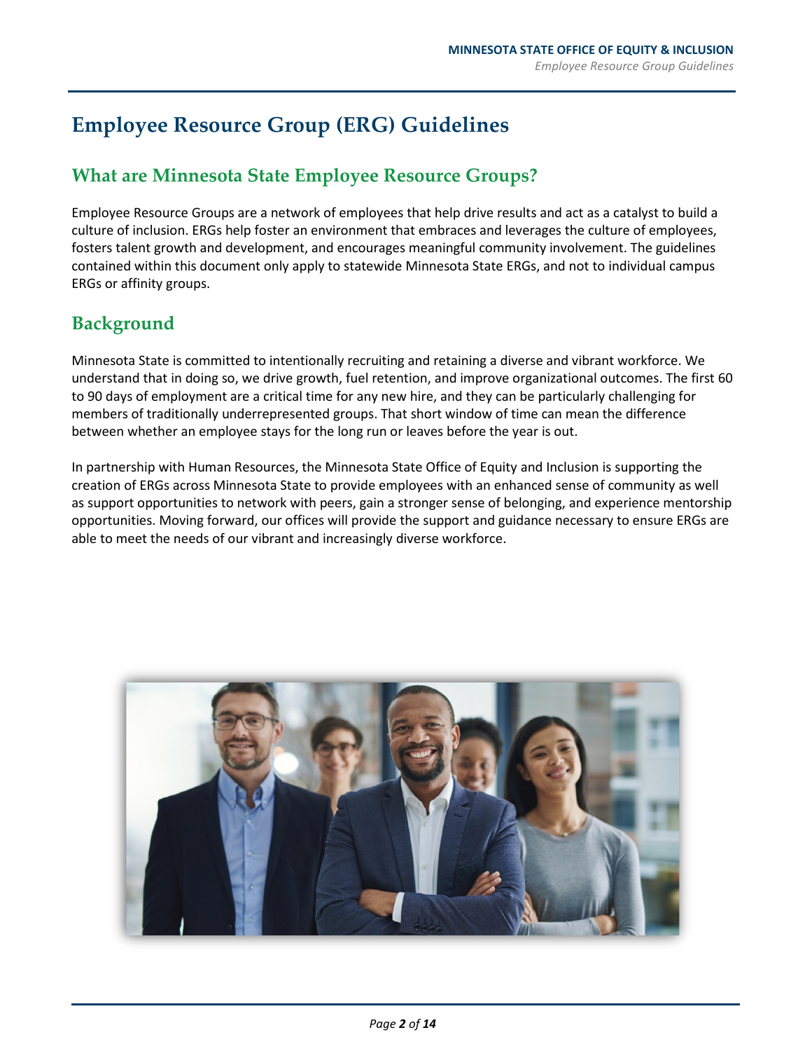# Employee Resource Group (ERG) Guidelines

## What are Minnesota State Employee Resource Groups?

Employee Resource Groups are a network of employees that help drive results and act as a catalyst to build a culture of inclusion. ERGs help foster an environment that embraces and leverages the culture of employees, fosters talent growth and development, and encourages meaningful community involvement. The guidelines contained within this document only apply to statewide Minnesota State ERGs, and not to individual campus ERGs or affinity groups.

## Background

Minnesota State is committed to intentionally recruiting and retaining a diverse and vibrant workforce. We understand that in doing so, we drive growth, fuel retention, and improve organizational outcomes. The first 60 to 90 days of employment are a critical time for any new hire, and they can be particularly challenging for members of traditionally underrepresented groups. That short window of time can mean the difference between whether an employee stays for the long run or leaves before the year is out.

In partnership with Human Resources, the Minnesota State Office of Equity and Inclusion is supporting the creation of ERGs across Minnesota State to provide employees with an enhanced sense of community as well as support opportunities to network with peers, gain a stronger sense of belonging, and experience mentorship opportunities. Moving forward, our offices will provide the support and guidance necessary to ensure ERGs are able to meet the needs of our vibrant and increasingly diverse workforce.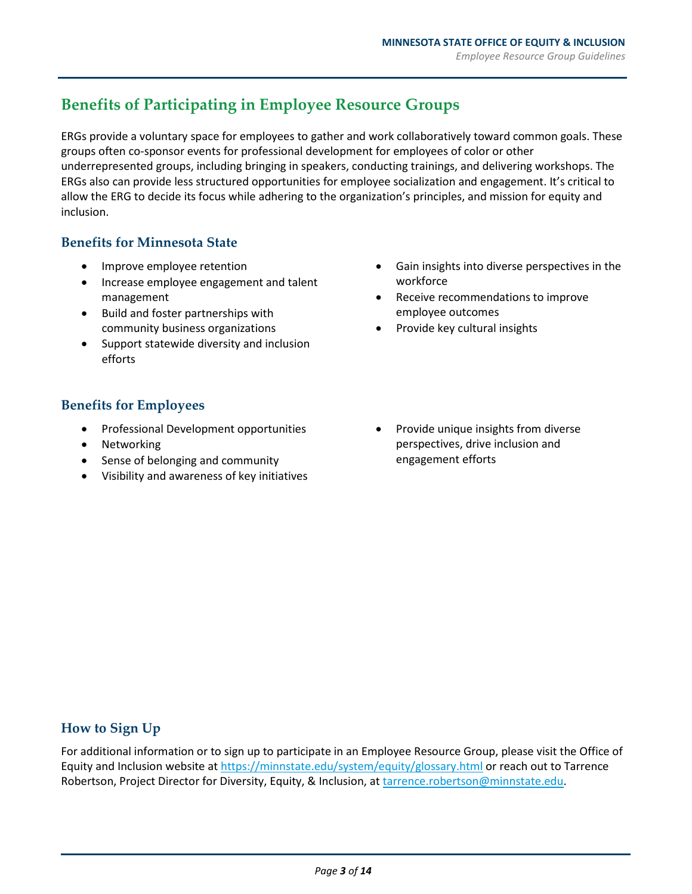## Benefits of Participating in Employee Resource Groups

ERGs provide a voluntary space for employees to gather and work collaboratively toward common goals. These groups often co-sponsor events for professional development for employees of color or other underrepresented groups, including bringing in speakers, conducting trainings, and delivering workshops. The ERGs also can provide less structured opportunities for employee socialization and engagement. It's critical to allow the ERG to decide its focus while adhering to the organization's principles, and mission for equity and inclusion.

### Benefits for Minnesota State

- Improve employee retention
- Increase employee engagement and talent management
- Build and foster partnerships with community business organizations
- Support statewide diversity and inclusion efforts
- Gain insights into diverse perspectives in the workforce
- Receive recommendations to improve employee outcomes
- Provide key cultural insights

### Benefits for Employees

- Professional Development opportunities
- Networking
- Sense of belonging and community
- Visibility and awareness of key initiatives
- Provide unique insights from diverse perspectives, drive inclusion and engagement efforts

### How to Sign Up

For additional information or to sign up to participate in an Employee Resource Group, please visit the Office of Equity and Inclusion website at https://minnstate.edu/system/equity/glossary.html or reach out to Tarrence Robertson, Project Director for Diversity, Equity, & Inclusion, at tarrence.robertson@minnstate.edu.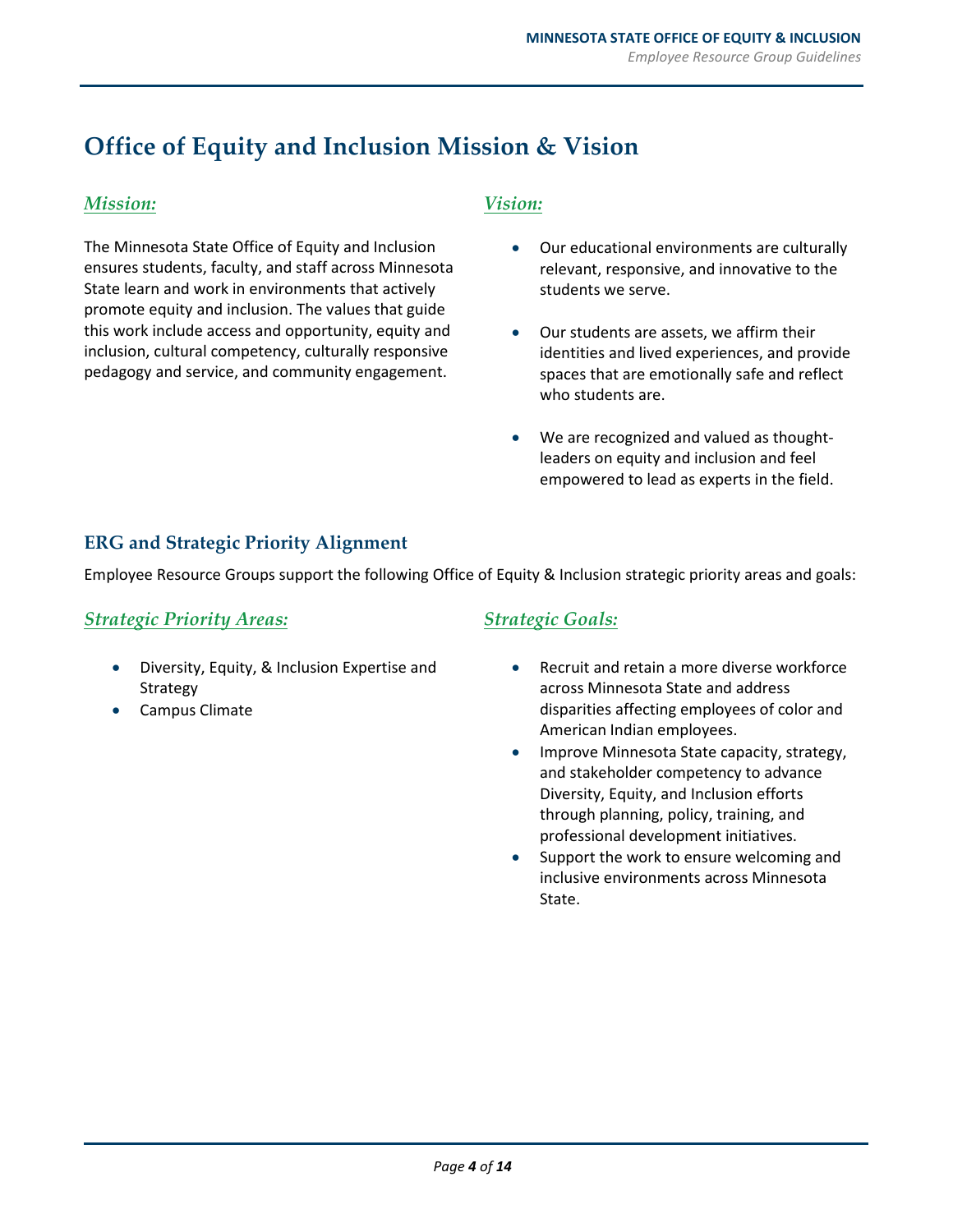# Office of Equity and Inclusion Mission & Vision

## *Mission:*

The Minnesota State Office of Equity and Inclusion ensures students, faculty, and staff across Minnesota State learn and work in environments that actively promote equity and inclusion. The values that guide this work include access and opportunity, equity and inclusion, cultural competency, culturally responsive pedagogy and service, and community engagement.

## *Vision:*

- Our educational environments are culturally relevant, responsive, and innovative to the students we serve.
- Our students are assets, we affirm their identities and lived experiences, and provide spaces that are emotionally safe and reflect who students are.
- We are recognized and valued as thought-leaders on equity and inclusion and feel empowered to lead as experts in the field.

### ERG and Strategic Priority Alignment

Employee Resource Groups support the following Office of Equity & Inclusion strategic priority areas and goals:

## *Strategic Priority Areas:*

- Diversity, Equity, & Inclusion Expertise and Strategy
- Campus Climate

## *Strategic Goals:*

- Recruit and retain a more diverse workforce across Minnesota State and address disparities affecting employees of color and American Indian employees.
- Improve Minnesota State capacity, strategy, and stakeholder competency to advance Diversity, Equity, and Inclusion efforts through planning, policy, training, and professional development initiatives.
- Support the work to ensure welcoming and inclusive environments across Minnesota State.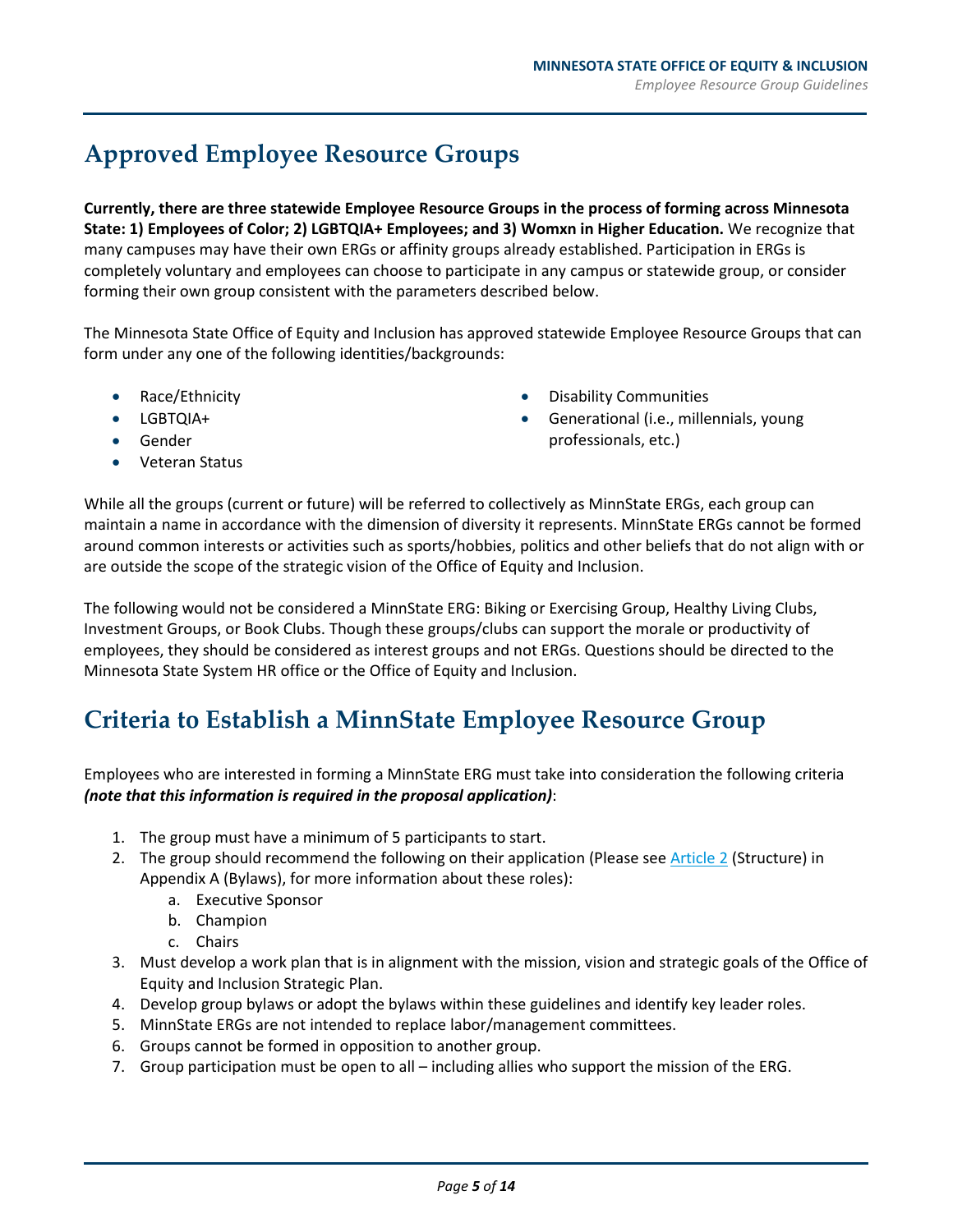# Approved Employee Resource Groups

**Currently, there are three statewide Employee Resource Groups in the process of forming across Minnesota State: 1) Employees of Color; 2) LGBTQIA+ Employees; and 3) Womxn in Higher Education.** We recognize that many campuses may have their own ERGs or affinity groups already established. Participation in ERGs is completely voluntary and employees can choose to participate in any campus or statewide group, or consider forming their own group consistent with the parameters described below.

The Minnesota State Office of Equity and Inclusion has approved statewide Employee Resource Groups that can form under any one of the following identities/backgrounds:

- Race/Ethnicity
- LGBTQIA+
- Gender
- Veteran Status
- Disability Communities
- Generational (i.e., millennials, young professionals, etc.)

While all the groups (current or future) will be referred to collectively as MinnState ERGs, each group can maintain a name in accordance with the dimension of diversity it represents. MinnState ERGs cannot be formed around common interests or activities such as sports/hobbies, politics and other beliefs that do not align with or are outside the scope of the strategic vision of the Office of Equity and Inclusion.

The following would not be considered a MinnState ERG: Biking or Exercising Group, Healthy Living Clubs, Investment Groups, or Book Clubs. Though these groups/clubs can support the morale or productivity of employees, they should be considered as interest groups and not ERGs. Questions should be directed to the Minnesota State System HR office or the Office of Equity and Inclusion.

# Criteria to Establish a MinnState Employee Resource Group

Employees who are interested in forming a MinnState ERG must take into consideration the following criteria ***(note that this information is required in the proposal application)***:

1. The group must have a minimum of 5 participants to start.
2. The group should recommend the following on their application (Please see Article 2 (Structure) in Appendix A (Bylaws), for more information about these roles):
   a. Executive Sponsor
   b. Champion
   c. Chairs
3. Must develop a work plan that is in alignment with the mission, vision and strategic goals of the Office of Equity and Inclusion Strategic Plan.
4. Develop group bylaws or adopt the bylaws within these guidelines and identify key leader roles.
5. MinnState ERGs are not intended to replace labor/management committees.
6. Groups cannot be formed in opposition to another group.
7. Group participation must be open to all – including allies who support the mission of the ERG.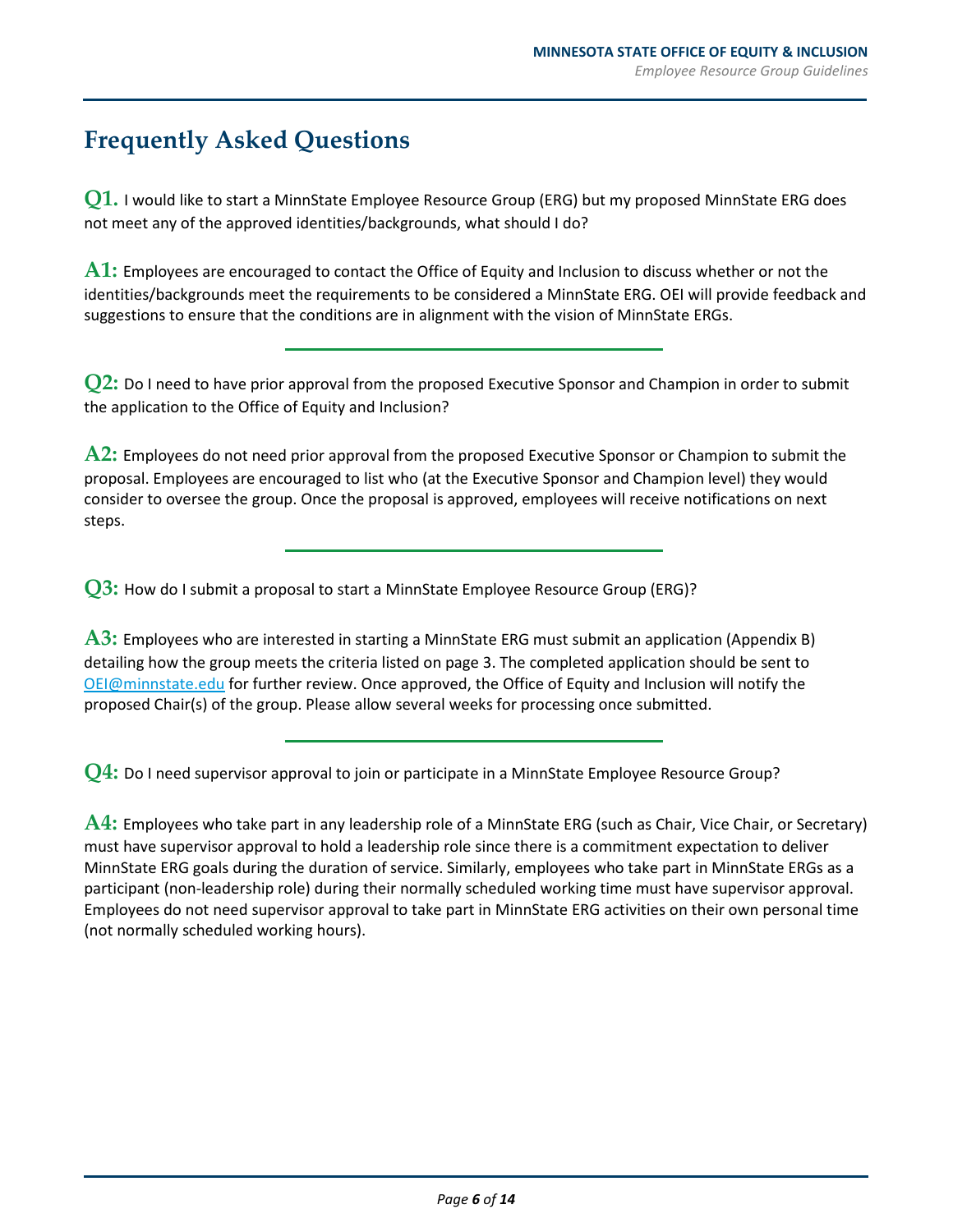# Frequently Asked Questions

**Q1.** I would like to start a MinnState Employee Resource Group (ERG) but my proposed MinnState ERG does not meet any of the approved identities/backgrounds, what should I do?

**A1:** Employees are encouraged to contact the Office of Equity and Inclusion to discuss whether or not the identities/backgrounds meet the requirements to be considered a MinnState ERG. OEI will provide feedback and suggestions to ensure that the conditions are in alignment with the vision of MinnState ERGs.

---

**Q2:** Do I need to have prior approval from the proposed Executive Sponsor and Champion in order to submit the application to the Office of Equity and Inclusion?

**A2:** Employees do not need prior approval from the proposed Executive Sponsor or Champion to submit the proposal. Employees are encouraged to list who (at the Executive Sponsor and Champion level) they would consider to oversee the group. Once the proposal is approved, employees will receive notifications on next steps.

---

**Q3:** How do I submit a proposal to start a MinnState Employee Resource Group (ERG)?

**A3:** Employees who are interested in starting a MinnState ERG must submit an application (Appendix B) detailing how the group meets the criteria listed on page 3. The completed application should be sent to [OEI@minnstate.edu](mailto:OEI@minnstate.edu) for further review. Once approved, the Office of Equity and Inclusion will notify the proposed Chair(s) of the group. Please allow several weeks for processing once submitted.

---

**Q4:** Do I need supervisor approval to join or participate in a MinnState Employee Resource Group?

**A4:** Employees who take part in any leadership role of a MinnState ERG (such as Chair, Vice Chair, or Secretary) must have supervisor approval to hold a leadership role since there is a commitment expectation to deliver MinnState ERG goals during the duration of service. Similarly, employees who take part in MinnState ERGs as a participant (non-leadership role) during their normally scheduled working time must have supervisor approval. Employees do not need supervisor approval to take part in MinnState ERG activities on their own personal time (not normally scheduled working hours).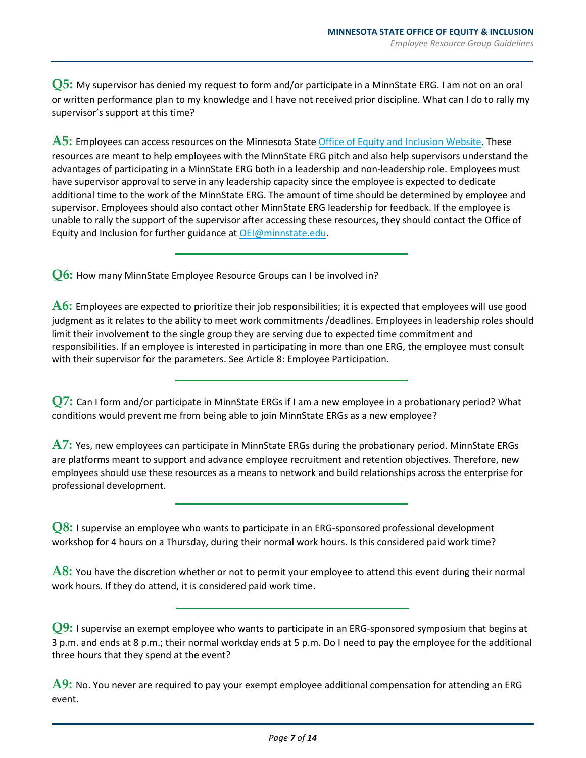**Q5:** My supervisor has denied my request to form and/or participate in a MinnState ERG. I am not on an oral or written performance plan to my knowledge and I have not received prior discipline. What can I do to rally my supervisor's support at this time?

**A5:** Employees can access resources on the Minnesota State [Office of Equity and Inclusion Website](). These resources are meant to help employees with the MinnState ERG pitch and also help supervisors understand the advantages of participating in a MinnState ERG both in a leadership and non-leadership role. Employees must have supervisor approval to serve in any leadership capacity since the employee is expected to dedicate additional time to the work of the MinnState ERG. The amount of time should be determined by employee and supervisor. Employees should also contact other MinnState ERG leadership for feedback. If the employee is unable to rally the support of the supervisor after accessing these resources, they should contact the Office of Equity and Inclusion for further guidance at [OEI@minnstate.edu](mailto:OEI@minnstate.edu).

---

**Q6:** How many MinnState Employee Resource Groups can I be involved in?

**A6:** Employees are expected to prioritize their job responsibilities; it is expected that employees will use good judgment as it relates to the ability to meet work commitments /deadlines. Employees in leadership roles should limit their involvement to the single group they are serving due to expected time commitment and responsibilities. If an employee is interested in participating in more than one ERG, the employee must consult with their supervisor for the parameters. See Article 8: Employee Participation.

---

**Q7:** Can I form and/or participate in MinnState ERGs if I am a new employee in a probationary period? What conditions would prevent me from being able to join MinnState ERGs as a new employee?

**A7:** Yes, new employees can participate in MinnState ERGs during the probationary period. MinnState ERGs are platforms meant to support and advance employee recruitment and retention objectives. Therefore, new employees should use these resources as a means to network and build relationships across the enterprise for professional development.

---

**Q8:** I supervise an employee who wants to participate in an ERG-sponsored professional development workshop for 4 hours on a Thursday, during their normal work hours. Is this considered paid work time?

**A8:** You have the discretion whether or not to permit your employee to attend this event during their normal work hours. If they do attend, it is considered paid work time.

---

**Q9:** I supervise an exempt employee who wants to participate in an ERG-sponsored symposium that begins at 3 p.m. and ends at 8 p.m.; their normal workday ends at 5 p.m. Do I need to pay the employee for the additional three hours that they spend at the event?

**A9:** No. You never are required to pay your exempt employee additional compensation for attending an ERG event.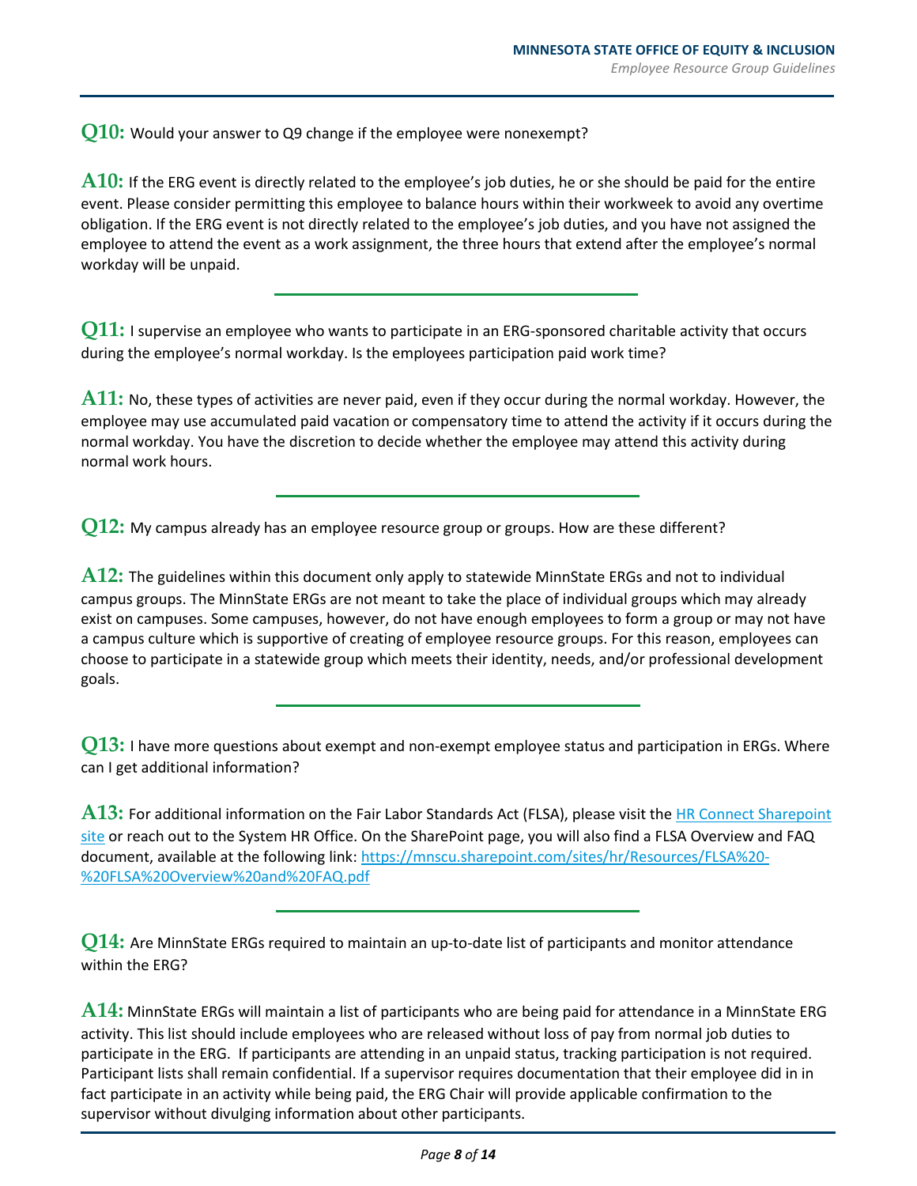**Q10:** Would your answer to Q9 change if the employee were nonexempt?

**A10:** If the ERG event is directly related to the employee's job duties, he or she should be paid for the entire event. Please consider permitting this employee to balance hours within their workweek to avoid any overtime obligation. If the ERG event is not directly related to the employee's job duties, and you have not assigned the employee to attend the event as a work assignment, the three hours that extend after the employee's normal workday will be unpaid.

---

**Q11:** I supervise an employee who wants to participate in an ERG-sponsored charitable activity that occurs during the employee's normal workday. Is the employees participation paid work time?

**A11:** No, these types of activities are never paid, even if they occur during the normal workday. However, the employee may use accumulated paid vacation or compensatory time to attend the activity if it occurs during the normal workday. You have the discretion to decide whether the employee may attend this activity during normal work hours.

---

**Q12:** My campus already has an employee resource group or groups. How are these different?

**A12:** The guidelines within this document only apply to statewide MinnState ERGs and not to individual campus groups. The MinnState ERGs are not meant to take the place of individual groups which may already exist on campuses. Some campuses, however, do not have enough employees to form a group or may not have a campus culture which is supportive of creating of employee resource groups. For this reason, employees can choose to participate in a statewide group which meets their identity, needs, and/or professional development goals.

---

**Q13:** I have more questions about exempt and non-exempt employee status and participation in ERGs. Where can I get additional information?

**A13:** For additional information on the Fair Labor Standards Act (FLSA), please visit the [HR Connect Sharepoint site]() or reach out to the System HR Office. On the SharePoint page, you will also find a FLSA Overview and FAQ document, available at the following link: https://mnscu.sharepoint.com/sites/hr/Resources/FLSA%20-%20FLSA%20Overview%20and%20FAQ.pdf

---

**Q14:** Are MinnState ERGs required to maintain an up-to-date list of participants and monitor attendance within the ERG?

**A14:** MinnState ERGs will maintain a list of participants who are being paid for attendance in a MinnState ERG activity. This list should include employees who are released without loss of pay from normal job duties to participate in the ERG. If participants are attending in an unpaid status, tracking participation is not required. Participant lists shall remain confidential. If a supervisor requires documentation that their employee did in in fact participate in an activity while being paid, the ERG Chair will provide applicable confirmation to the supervisor without divulging information about other participants.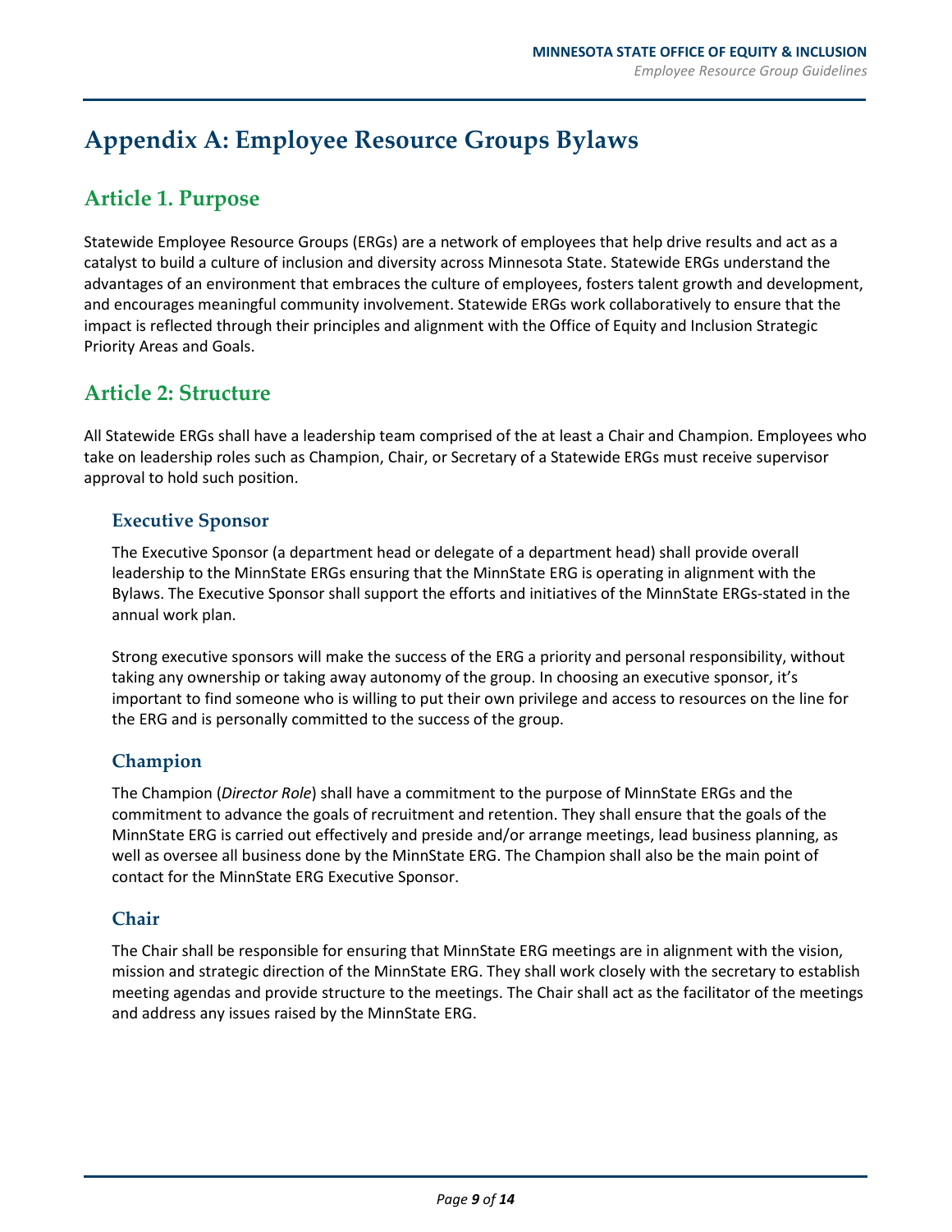# Appendix A: Employee Resource Groups Bylaws

## Article 1. Purpose

Statewide Employee Resource Groups (ERGs) are a network of employees that help drive results and act as a catalyst to build a culture of inclusion and diversity across Minnesota State. Statewide ERGs understand the advantages of an environment that embraces the culture of employees, fosters talent growth and development, and encourages meaningful community involvement. Statewide ERGs work collaboratively to ensure that the impact is reflected through their principles and alignment with the Office of Equity and Inclusion Strategic Priority Areas and Goals.

## Article 2: Structure

All Statewide ERGs shall have a leadership team comprised of the at least a Chair and Champion. Employees who take on leadership roles such as Champion, Chair, or Secretary of a Statewide ERGs must receive supervisor approval to hold such position.

### Executive Sponsor

The Executive Sponsor (a department head or delegate of a department head) shall provide overall leadership to the MinnState ERGs ensuring that the MinnState ERG is operating in alignment with the Bylaws. The Executive Sponsor shall support the efforts and initiatives of the MinnState ERGs-stated in the annual work plan.

Strong executive sponsors will make the success of the ERG a priority and personal responsibility, without taking any ownership or taking away autonomy of the group. In choosing an executive sponsor, it's important to find someone who is willing to put their own privilege and access to resources on the line for the ERG and is personally committed to the success of the group.

### Champion

The Champion (*Director Role*) shall have a commitment to the purpose of MinnState ERGs and the commitment to advance the goals of recruitment and retention. They shall ensure that the goals of the MinnState ERG is carried out effectively and preside and/or arrange meetings, lead business planning, as well as oversee all business done by the MinnState ERG. The Champion shall also be the main point of contact for the MinnState ERG Executive Sponsor.

### Chair

The Chair shall be responsible for ensuring that MinnState ERG meetings are in alignment with the vision, mission and strategic direction of the MinnState ERG. They shall work closely with the secretary to establish meeting agendas and provide structure to the meetings. The Chair shall act as the facilitator of the meetings and address any issues raised by the MinnState ERG.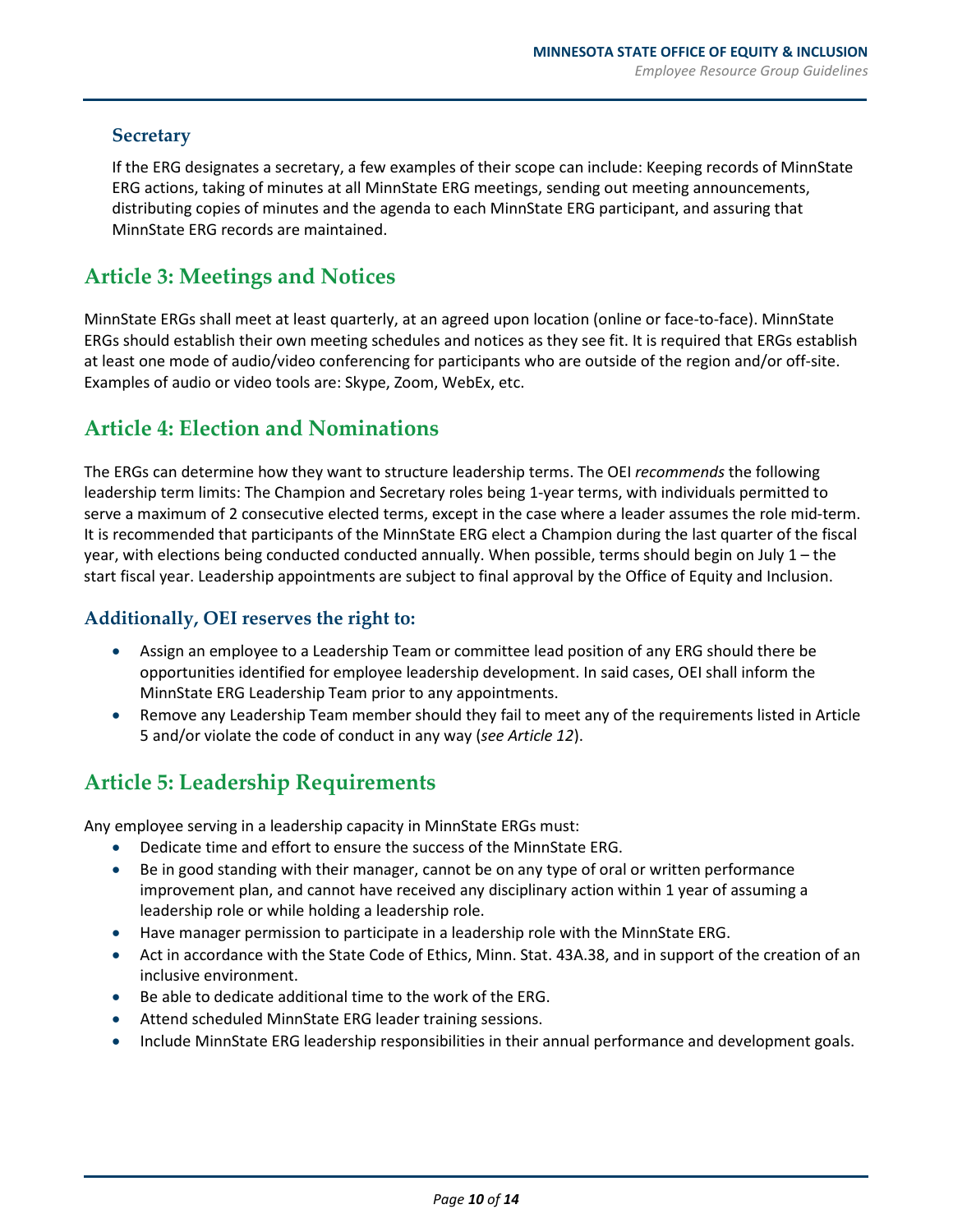### Secretary

If the ERG designates a secretary, a few examples of their scope can include: Keeping records of MinnState ERG actions, taking of minutes at all MinnState ERG meetings, sending out meeting announcements, distributing copies of minutes and the agenda to each MinnState ERG participant, and assuring that MinnState ERG records are maintained.

## Article 3: Meetings and Notices

MinnState ERGs shall meet at least quarterly, at an agreed upon location (online or face-to-face). MinnState ERGs should establish their own meeting schedules and notices as they see fit. It is required that ERGs establish at least one mode of audio/video conferencing for participants who are outside of the region and/or off-site. Examples of audio or video tools are: Skype, Zoom, WebEx, etc.

## Article 4: Election and Nominations

The ERGs can determine how they want to structure leadership terms. The OEI *recommends* the following leadership term limits: The Champion and Secretary roles being 1-year terms, with individuals permitted to serve a maximum of 2 consecutive elected terms, except in the case where a leader assumes the role mid-term. It is recommended that participants of the MinnState ERG elect a Champion during the last quarter of the fiscal year, with elections being conducted conducted annually. When possible, terms should begin on July 1 – the start fiscal year. Leadership appointments are subject to final approval by the Office of Equity and Inclusion.

### Additionally, OEI reserves the right to:

- Assign an employee to a Leadership Team or committee lead position of any ERG should there be opportunities identified for employee leadership development. In said cases, OEI shall inform the MinnState ERG Leadership Team prior to any appointments.
- Remove any Leadership Team member should they fail to meet any of the requirements listed in Article 5 and/or violate the code of conduct in any way (*see Article 12*).

## Article 5: Leadership Requirements

Any employee serving in a leadership capacity in MinnState ERGs must:

- Dedicate time and effort to ensure the success of the MinnState ERG.
- Be in good standing with their manager, cannot be on any type of oral or written performance improvement plan, and cannot have received any disciplinary action within 1 year of assuming a leadership role or while holding a leadership role.
- Have manager permission to participate in a leadership role with the MinnState ERG.
- Act in accordance with the State Code of Ethics, Minn. Stat. 43A.38, and in support of the creation of an inclusive environment.
- Be able to dedicate additional time to the work of the ERG.
- Attend scheduled MinnState ERG leader training sessions.
- Include MinnState ERG leadership responsibilities in their annual performance and development goals.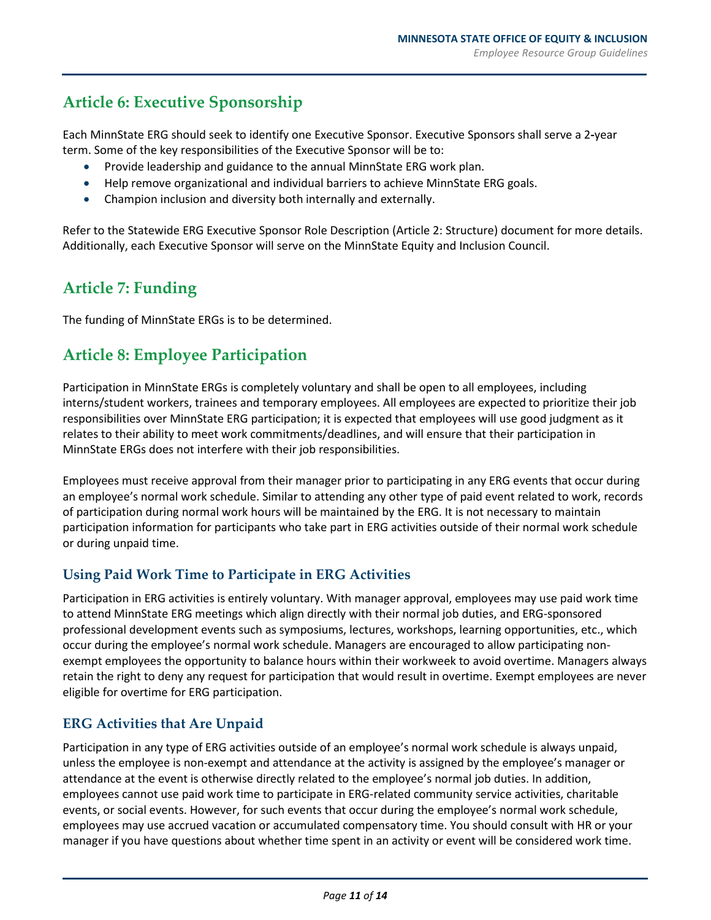## Article 6: Executive Sponsorship

Each MinnState ERG should seek to identify one Executive Sponsor. Executive Sponsors shall serve a 2-year term. Some of the key responsibilities of the Executive Sponsor will be to:

- Provide leadership and guidance to the annual MinnState ERG work plan.
- Help remove organizational and individual barriers to achieve MinnState ERG goals.
- Champion inclusion and diversity both internally and externally.

Refer to the Statewide ERG Executive Sponsor Role Description (Article 2: Structure) document for more details. Additionally, each Executive Sponsor will serve on the MinnState Equity and Inclusion Council.

## Article 7: Funding

The funding of MinnState ERGs is to be determined.

## Article 8: Employee Participation

Participation in MinnState ERGs is completely voluntary and shall be open to all employees, including interns/student workers, trainees and temporary employees. All employees are expected to prioritize their job responsibilities over MinnState ERG participation; it is expected that employees will use good judgment as it relates to their ability to meet work commitments/deadlines, and will ensure that their participation in MinnState ERGs does not interfere with their job responsibilities.

Employees must receive approval from their manager prior to participating in any ERG events that occur during an employee's normal work schedule. Similar to attending any other type of paid event related to work, records of participation during normal work hours will be maintained by the ERG. It is not necessary to maintain participation information for participants who take part in ERG activities outside of their normal work schedule or during unpaid time.

### Using Paid Work Time to Participate in ERG Activities

Participation in ERG activities is entirely voluntary. With manager approval, employees may use paid work time to attend MinnState ERG meetings which align directly with their normal job duties, and ERG-sponsored professional development events such as symposiums, lectures, workshops, learning opportunities, etc., which occur during the employee's normal work schedule. Managers are encouraged to allow participating non-exempt employees the opportunity to balance hours within their workweek to avoid overtime. Managers always retain the right to deny any request for participation that would result in overtime. Exempt employees are never eligible for overtime for ERG participation.

### ERG Activities that Are Unpaid

Participation in any type of ERG activities outside of an employee's normal work schedule is always unpaid, unless the employee is non-exempt and attendance at the activity is assigned by the employee's manager or attendance at the event is otherwise directly related to the employee's normal job duties. In addition, employees cannot use paid work time to participate in ERG-related community service activities, charitable events, or social events. However, for such events that occur during the employee's normal work schedule, employees may use accrued vacation or accumulated compensatory time. You should consult with HR or your manager if you have questions about whether time spent in an activity or event will be considered work time.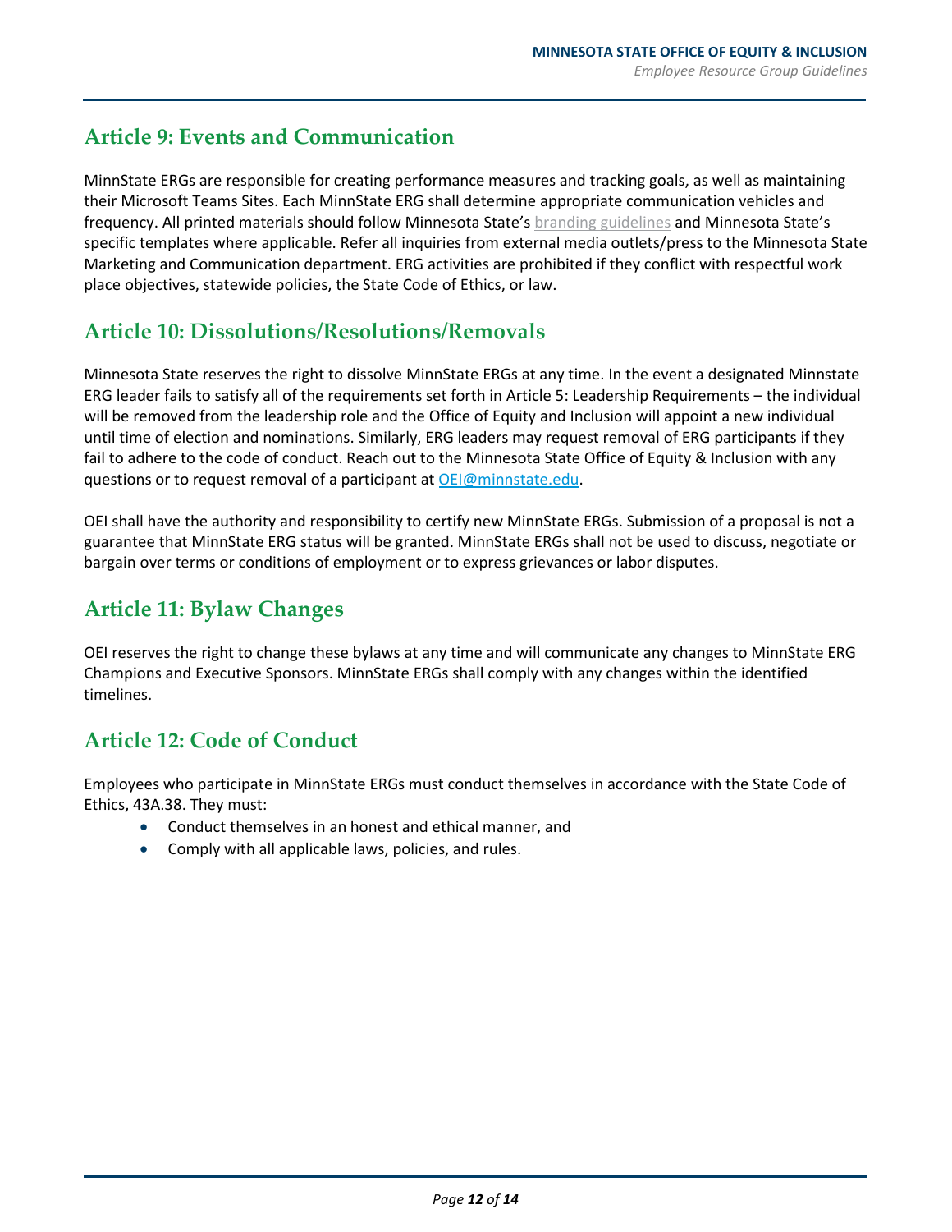## Article 9: Events and Communication

MinnState ERGs are responsible for creating performance measures and tracking goals, as well as maintaining their Microsoft Teams Sites. Each MinnState ERG shall determine appropriate communication vehicles and frequency. All printed materials should follow Minnesota State's branding guidelines and Minnesota State's specific templates where applicable. Refer all inquiries from external media outlets/press to the Minnesota State Marketing and Communication department. ERG activities are prohibited if they conflict with respectful work place objectives, statewide policies, the State Code of Ethics, or law.

## Article 10: Dissolutions/Resolutions/Removals

Minnesota State reserves the right to dissolve MinnState ERGs at any time. In the event a designated Minnstate ERG leader fails to satisfy all of the requirements set forth in Article 5: Leadership Requirements – the individual will be removed from the leadership role and the Office of Equity and Inclusion will appoint a new individual until time of election and nominations. Similarly, ERG leaders may request removal of ERG participants if they fail to adhere to the code of conduct. Reach out to the Minnesota State Office of Equity & Inclusion with any questions or to request removal of a participant at OEI@minnstate.edu.

OEI shall have the authority and responsibility to certify new MinnState ERGs. Submission of a proposal is not a guarantee that MinnState ERG status will be granted. MinnState ERGs shall not be used to discuss, negotiate or bargain over terms or conditions of employment or to express grievances or labor disputes.

## Article 11: Bylaw Changes

OEI reserves the right to change these bylaws at any time and will communicate any changes to MinnState ERG Champions and Executive Sponsors. MinnState ERGs shall comply with any changes within the identified timelines.

## Article 12: Code of Conduct

Employees who participate in MinnState ERGs must conduct themselves in accordance with the State Code of Ethics, 43A.38. They must:

- Conduct themselves in an honest and ethical manner, and
- Comply with all applicable laws, policies, and rules.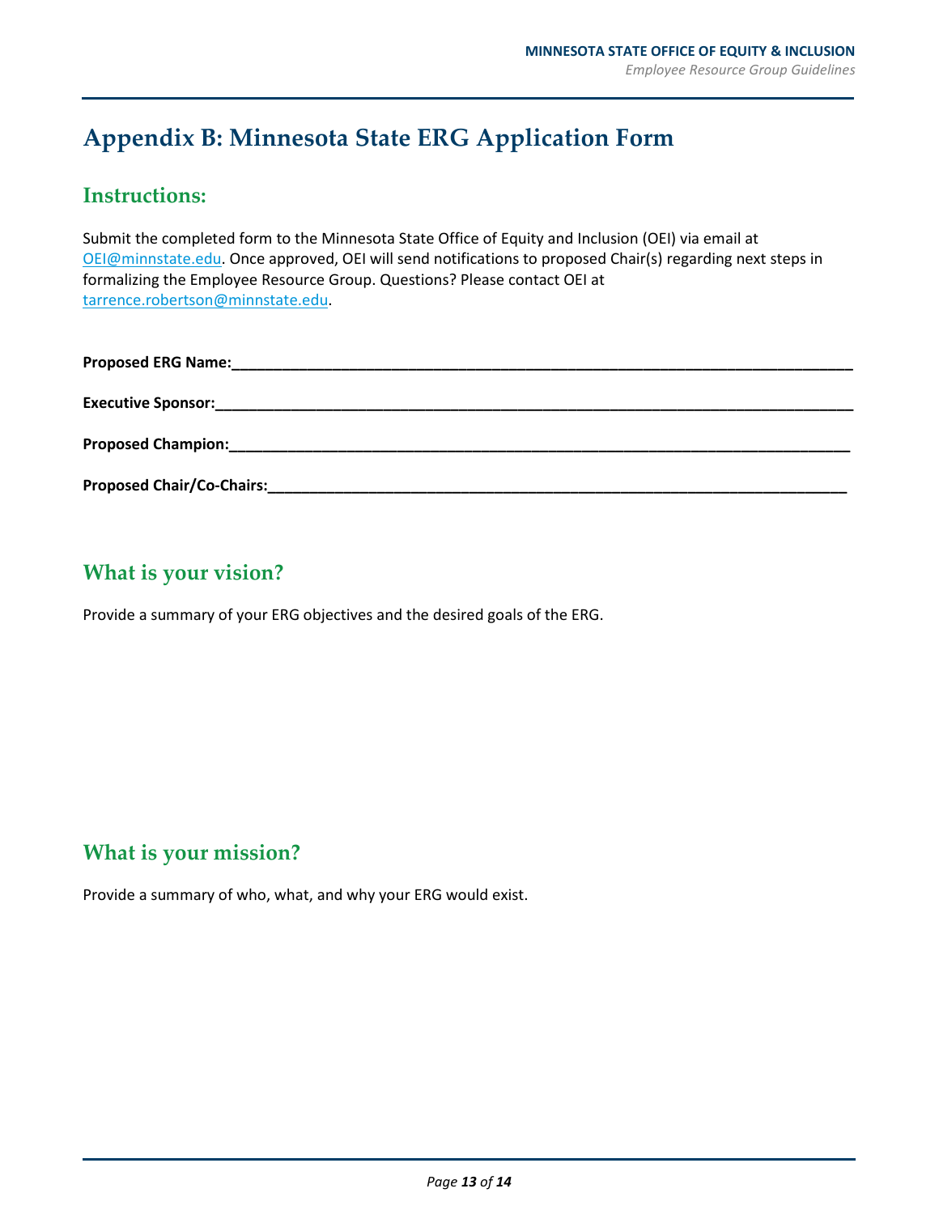# Appendix B: Minnesota State ERG Application Form

## Instructions:

Submit the completed form to the Minnesota State Office of Equity and Inclusion (OEI) via email at OEI@minnstate.edu. Once approved, OEI will send notifications to proposed Chair(s) regarding next steps in formalizing the Employee Resource Group. Questions? Please contact OEI at tarrence.robertson@minnstate.edu.

**Proposed ERG Name:**_______________________________________________________________________

**Executive Sponsor:**_______________________________________________________________________

**Proposed Champion:**______________________________________________________________________

**Proposed Chair/Co-Chairs:**_________________________________________________________________

## What is your vision?

Provide a summary of your ERG objectives and the desired goals of the ERG.

## What is your mission?

Provide a summary of who, what, and why your ERG would exist.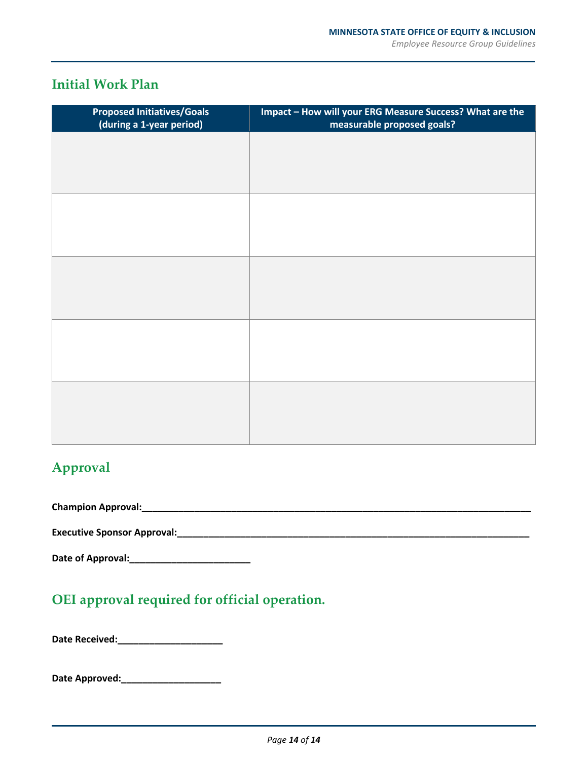## Initial Work Plan

| Proposed Initiatives/Goals (during a 1-year period) | Impact – How will your ERG Measure Success? What are the measurable proposed goals? |
|---|---|
| | |
| | |
| | |
| | |
| | |

## Approval

**Champion Approval:______________________________________________________________________________**

**Executive Sponsor Approval:_______________________________________________________________________**

**Date of Approval:________________________**

## OEI approval required for official operation.

**Date Received:_____________________**

**Date Approved:____________________**